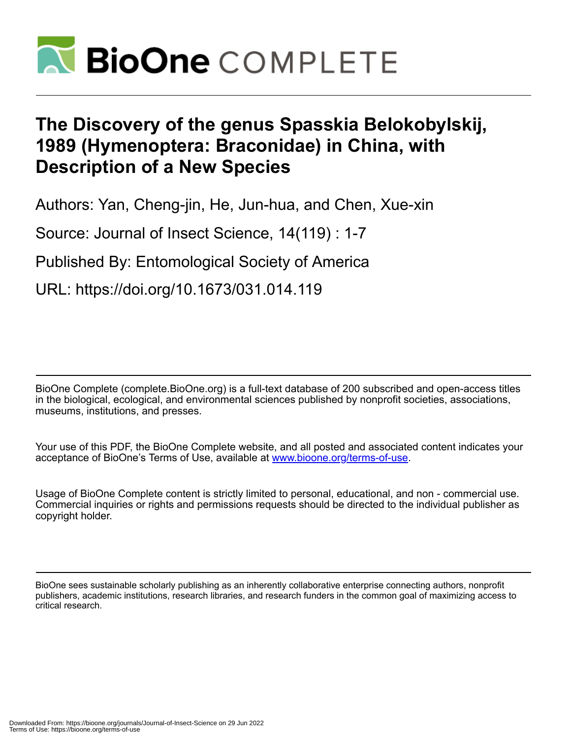# The Discovery of the genus Spasskia Belokobylskij, 1989 (Hymenoptera: Braconidae) in China, with Description of a New Species

Authors: Yan, Cheng-jin, He, Jun-hua, and Chen, Xue-xin

Source: Journal of Insect Science, 14(119) : 1-7

Published By: Entomological Society of America

URL: https://doi.org/10.1673/031.014.119

BioOne Complete (complete.BioOne.org) is a full-text database of 200 subscribed and open-access titles in the biological, ecological, and environmental sciences published by nonprofit societies, associations, museums, institutions, and presses.

Your use of this PDF, the BioOne Complete website, and all posted and associated content indicates your acceptance of BioOne's Terms of Use, available at www.bioone.org/terms-of-use.

Usage of BioOne Complete content is strictly limited to personal, educational, and non - commercial use. Commercial inquiries or rights and permissions requests should be directed to the individual publisher as copyright holder.

BioOne sees sustainable scholarly publishing as an inherently collaborative enterprise connecting authors, nonprofit publishers, academic institutions, research libraries, and research funders in the common goal of maximizing access to critical research.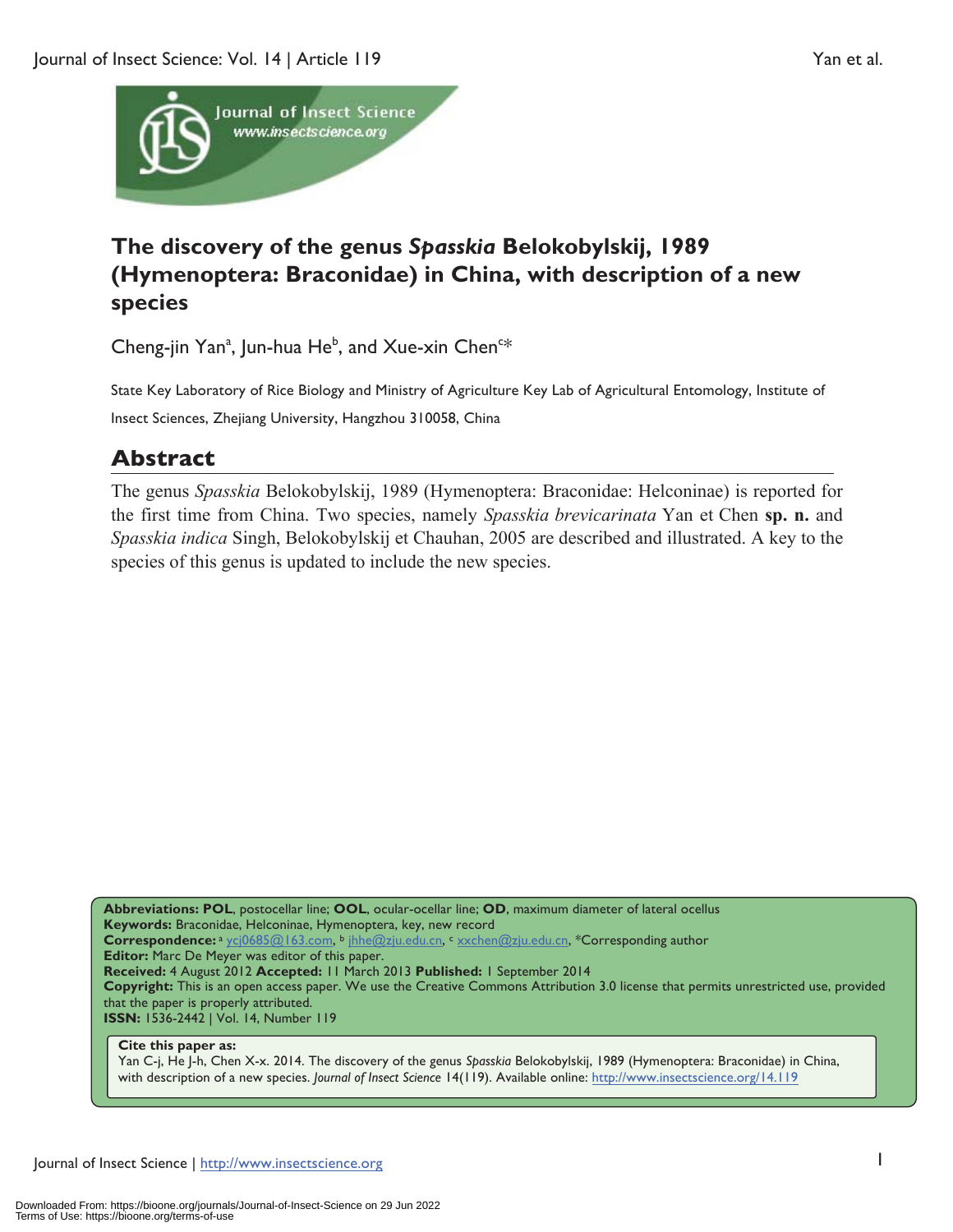# The discovery of the genus *Spasskia* Belokobylskij, 1989 (Hymenoptera: Braconidae) in China, with description of a new species

Cheng-jin Yan[a], Jun-hua He[b], and Xue-xin Chen[c*]

State Key Laboratory of Rice Biology and Ministry of Agriculture Key Lab of Agricultural Entomology, Institute of Insect Sciences, Zhejiang University, Hangzhou 310058, China

## Abstract

The genus *Spasskia* Belokobylskij, 1989 (Hymenoptera: Braconidae: Helconinae) is reported for the first time from China. Two species, namely *Spasskia brevicarinata* Yan et Chen **sp. n.** and *Spasskia indica* Singh, Belokobylskij et Chauhan, 2005 are described and illustrated. A key to the species of this genus is updated to include the new species.

**Abbreviations: POL**, postocellar line; **OOL**, ocular-ocellar line; **OD**, maximum diameter of lateral ocellus
**Keywords:** Braconidae, Helconinae, Hymenoptera, key, new record
**Correspondence:** [a] ycj0685@163.com, [b] jhhe@zju.edu.cn, [c] xxchen@zju.edu.cn, *Corresponding author
**Editor:** Marc De Meyer was editor of this paper.
**Received:** 4 August 2012 **Accepted:** 11 March 2013 **Published:** 1 September 2014
**Copyright:** This is an open access paper. We use the Creative Commons Attribution 3.0 license that permits unrestricted use, provided that the paper is properly attributed.
**ISSN:** 1536-2442 | Vol. 14, Number 119

**Cite this paper as:**
Yan C-j, He J-h, Chen X-x. 2014. The discovery of the genus *Spasskia* Belokobylskij, 1989 (Hymenoptera: Braconidae) in China, with description of a new species. *Journal of Insect Science* 14(119). Available online: http://www.insectscience.org/14.119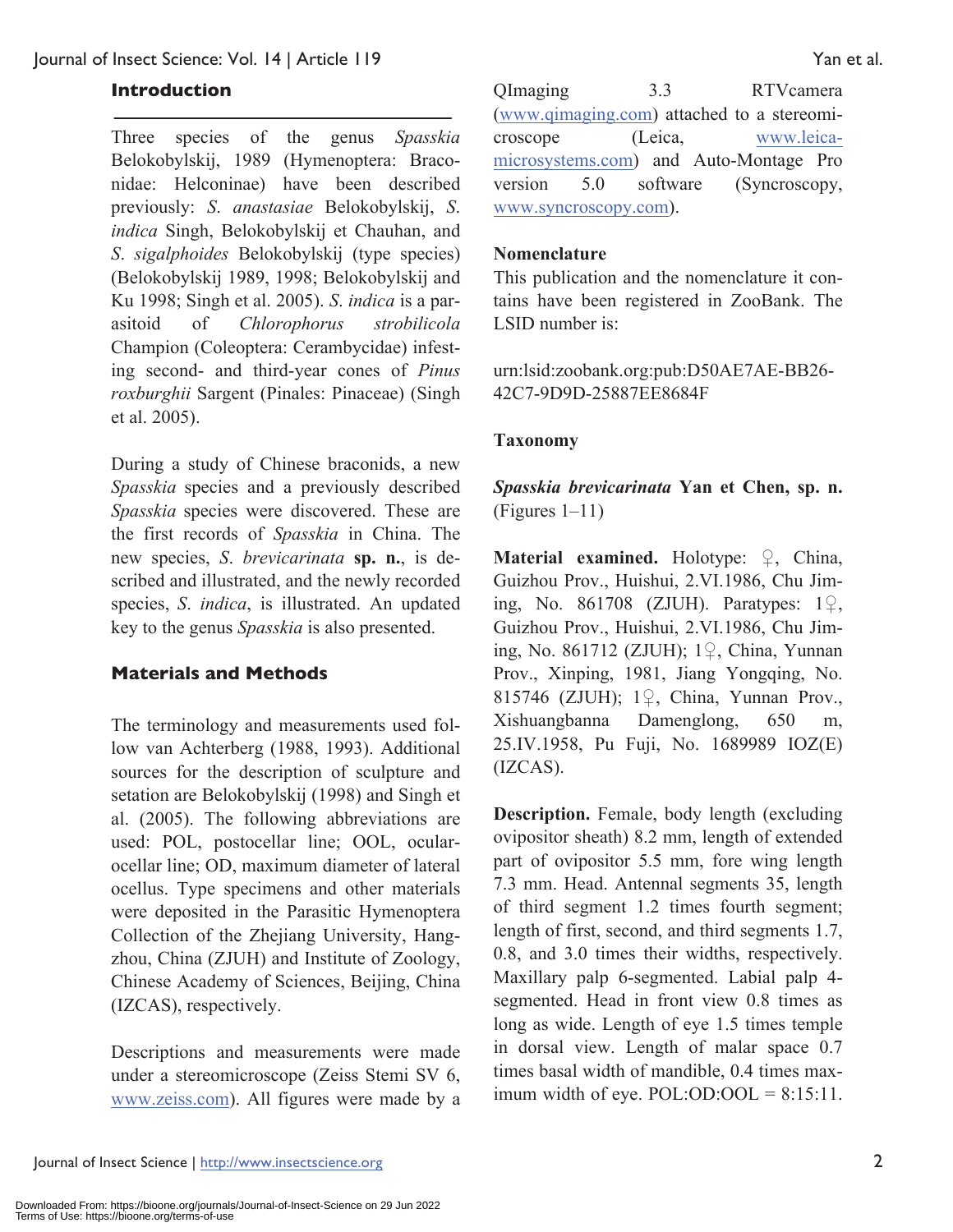## Introduction

Three species of the genus *Spasskia* Belokobylskij, 1989 (Hymenoptera: Braconidae: Helconinae) have been described previously: *S. anastasiae* Belokobylskij, *S. indica* Singh, Belokobylskij et Chauhan, and *S. sigalphoides* Belokobylskij (type species) (Belokobylskij 1989, 1998; Belokobylskij and Ku 1998; Singh et al. 2005). *S. indica* is a parasitoid of *Chlorophorus strobilicola* Champion (Coleoptera: Cerambycidae) infesting second- and third-year cones of *Pinus roxburghii* Sargent (Pinales: Pinaceae) (Singh et al. 2005).

During a study of Chinese braconids, a new *Spasskia* species and a previously described *Spasskia* species were discovered. These are the first records of *Spasskia* in China. The new species, *S. brevicarinata* **sp. n.**, is described and illustrated, and the newly recorded species, *S. indica*, is illustrated. An updated key to the genus *Spasskia* is also presented.

## Materials and Methods

The terminology and measurements used follow van Achterberg (1988, 1993). Additional sources for the description of sculpture and setation are Belokobylskij (1998) and Singh et al. (2005). The following abbreviations are used: POL, postocellar line; OOL, ocular-ocellar line; OD, maximum diameter of lateral ocellus. Type specimens and other materials were deposited in the Parasitic Hymenoptera Collection of the Zhejiang University, Hangzhou, China (ZJUH) and Institute of Zoology, Chinese Academy of Sciences, Beijing, China (IZCAS), respectively.

Descriptions and measurements were made under a stereomicroscope (Zeiss Stemi SV 6, www.zeiss.com). All figures were made by a QImaging 3.3 RTVcamera (www.qimaging.com) attached to a stereomicroscope (Leica, www.leica-microsystems.com) and Auto-Montage Pro version 5.0 software (Syncroscopy, www.syncroscopy.com).

### Nomenclature

This publication and the nomenclature it contains have been registered in ZooBank. The LSID number is:

urn:lsid:zoobank.org:pub:D50AE7AE-BB26-42C7-9D9D-25887EE8684F

### Taxonomy

***Spasskia brevicarinata*** **Yan et Chen, sp. n.** (Figures 1–11)

**Material examined.** Holotype: ♀, China, Guizhou Prov., Huishui, 2.VI.1986, Chu Jiming, No. 861708 (ZJUH). Paratypes: 1♀, Guizhou Prov., Huishui, 2.VI.1986, Chu Jiming, No. 861712 (ZJUH); 1♀, China, Yunnan Prov., Xinping, 1981, Jiang Yongqing, No. 815746 (ZJUH); 1♀, China, Yunnan Prov., Xishuangbanna Damenglong, 650 m, 25.IV.1958, Pu Fuji, No. 1689989 IOZ(E) (IZCAS).

**Description.** Female, body length (excluding ovipositor sheath) 8.2 mm, length of extended part of ovipositor 5.5 mm, fore wing length 7.3 mm. Head. Antennal segments 35, length of third segment 1.2 times fourth segment; length of first, second, and third segments 1.7, 0.8, and 3.0 times their widths, respectively. Maxillary palp 6-segmented. Labial palp 4-segmented. Head in front view 0.8 times as long as wide. Length of eye 1.5 times temple in dorsal view. Length of malar space 0.7 times basal width of mandible, 0.4 times maximum width of eye. POL:OD:OOL = 8:15:11.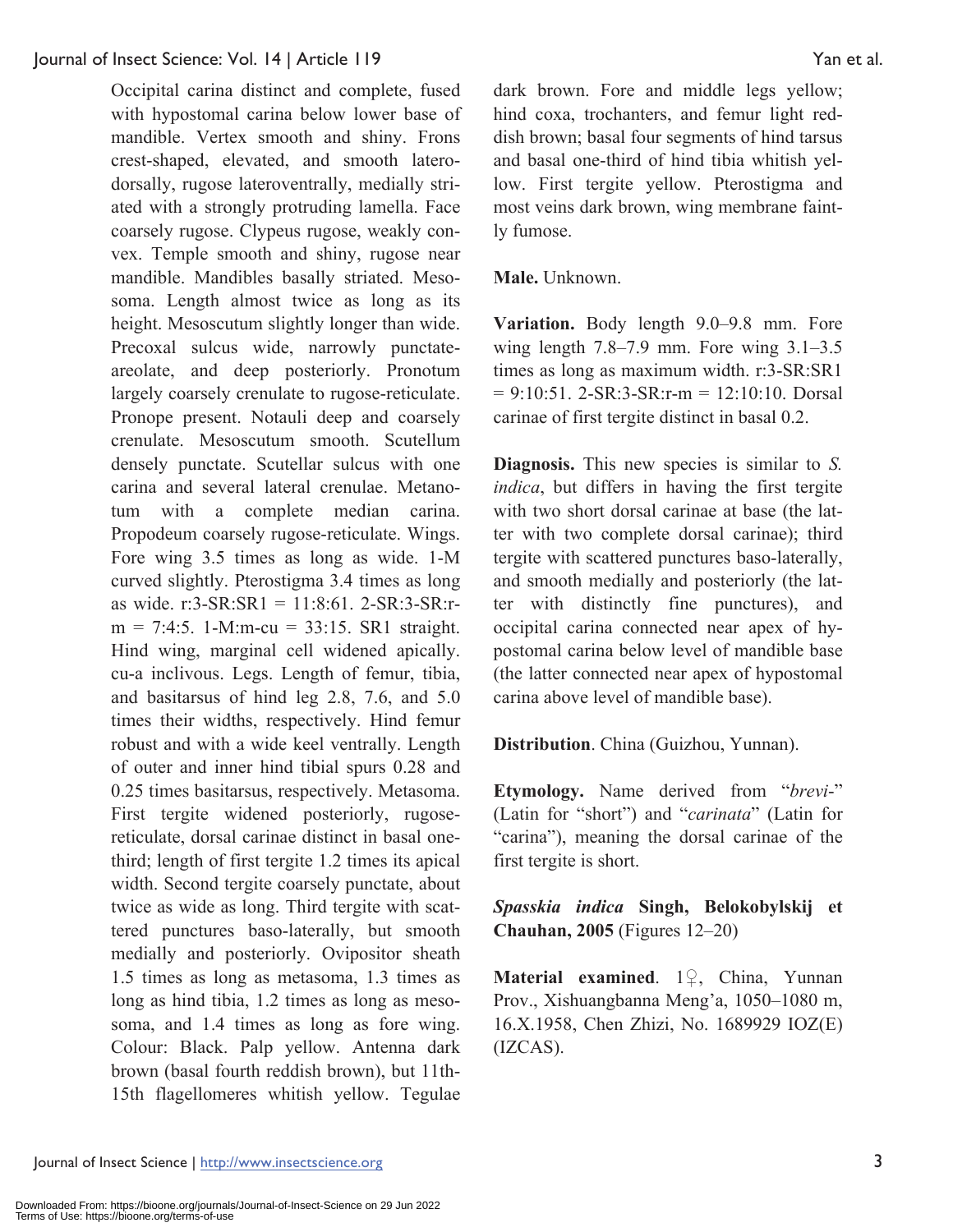Occipital carina distinct and complete, fused with hypostomal carina below lower base of mandible. Vertex smooth and shiny. Frons crest-shaped, elevated, and smooth laterodorsally, rugose lateroventrally, medially striated with a strongly protruding lamella. Face coarsely rugose. Clypeus rugose, weakly convex. Temple smooth and shiny, rugose near mandible. Mandibles basally striated. Mesosoma. Length almost twice as long as its height. Mesoscutum slightly longer than wide. Precoxal sulcus wide, narrowly punctate-areolate, and deep posteriorly. Pronotum largely coarsely crenulate to rugose-reticulate. Pronope present. Notauli deep and coarsely crenulate. Mesoscutum smooth. Scutellum densely punctate. Scutellar sulcus with one carina and several lateral crenulae. Metanotum with a complete median carina. Propodeum coarsely rugose-reticulate. Wings. Fore wing 3.5 times as long as wide. 1-M curved slightly. Pterostigma 3.4 times as long as wide. r:3-SR:SR1 = 11:8:61. 2-SR:3-SR:r-m = 7:4:5. 1-M:m-cu = 33:15. SR1 straight. Hind wing, marginal cell widened apically. cu-a inclivous. Legs. Length of femur, tibia, and basitarsus of hind leg 2.8, 7.6, and 5.0 times their widths, respectively. Hind femur robust and with a wide keel ventrally. Length of outer and inner hind tibial spurs 0.28 and 0.25 times basitarsus, respectively. Metasoma. First tergite widened posteriorly, rugose-reticulate, dorsal carinae distinct in basal one-third; length of first tergite 1.2 times its apical width. Second tergite coarsely punctate, about twice as wide as long. Third tergite with scattered punctures baso-laterally, but smooth medially and posteriorly. Ovipositor sheath 1.5 times as long as metasoma, 1.3 times as long as hind tibia, 1.2 times as long as mesosoma, and 1.4 times as long as fore wing. Colour: Black. Palp yellow. Antenna dark brown (basal fourth reddish brown), but 11th-15th flagellomeres whitish yellow. Tegulae dark brown. Fore and middle legs yellow; hind coxa, trochanters, and femur light reddish brown; basal four segments of hind tarsus and basal one-third of hind tibia whitish yellow. First tergite yellow. Pterostigma and most veins dark brown, wing membrane faintly fumose.

**Male.** Unknown.

**Variation.** Body length 9.0–9.8 mm. Fore wing length 7.8–7.9 mm. Fore wing 3.1–3.5 times as long as maximum width. r:3-SR:SR1 = 9:10:51. 2-SR:3-SR:r-m = 12:10:10. Dorsal carinae of first tergite distinct in basal 0.2.

**Diagnosis.** This new species is similar to *S. indica*, but differs in having the first tergite with two short dorsal carinae at base (the latter with two complete dorsal carinae); third tergite with scattered punctures baso-laterally, and smooth medially and posteriorly (the latter with distinctly fine punctures), and occipital carina connected near apex of hypostomal carina below level of mandible base (the latter connected near apex of hypostomal carina above level of mandible base).

**Distribution**. China (Guizhou, Yunnan).

**Etymology.** Name derived from "*brevi*-" (Latin for "short") and "*carinata*" (Latin for "carina"), meaning the dorsal carinae of the first tergite is short.

***Spasskia indica* Singh, Belokobylskij et Chauhan, 2005** (Figures 12–20)

**Material examined**. 1♀, China, Yunnan Prov., Xishuangbanna Meng'a, 1050–1080 m, 16.X.1958, Chen Zhizi, No. 1689929 IOZ(E) (IZCAS).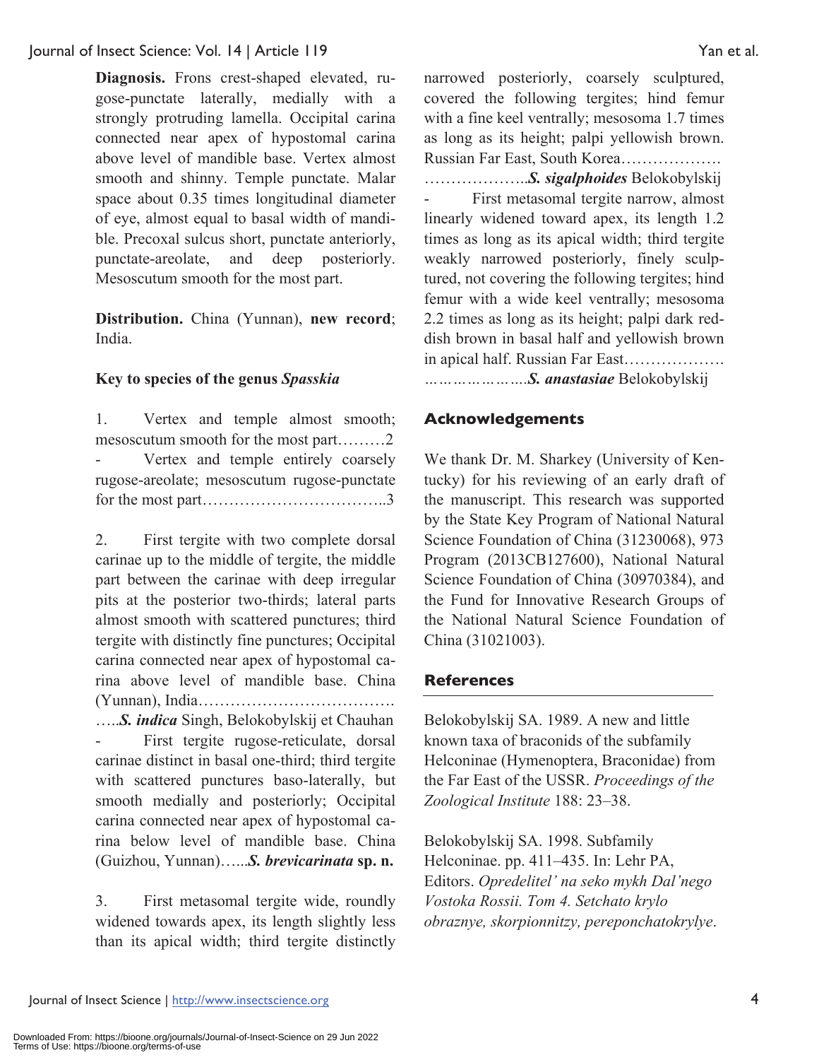**Diagnosis.** Frons crest-shaped elevated, rugose-punctate laterally, medially with a strongly protruding lamella. Occipital carina connected near apex of hypostomal carina above level of mandible base. Vertex almost smooth and shinny. Temple punctate. Malar space about 0.35 times longitudinal diameter of eye, almost equal to basal width of mandible. Precoxal sulcus short, punctate anteriorly, punctate-areolate, and deep posteriorly. Mesoscutum smooth for the most part.

**Distribution.** China (Yunnan), **new record**; India.

**Key to species of the genus *Spasskia***

1. Vertex and temple almost smooth; mesoscutum smooth for the most part………2

- Vertex and temple entirely coarsely rugose-areolate; mesoscutum rugose-punctate for the most part……………………………..3

2. First tergite with two complete dorsal carinae up to the middle of tergite, the middle part between the carinae with deep irregular pits at the posterior two-thirds; lateral parts almost smooth with scattered punctures; third tergite with distinctly fine punctures; Occipital carina connected near apex of hypostomal carina above level of mandible base. China (Yunnan), India………………………………. …..***S. indica*** Singh, Belokobylskij et Chauhan

- First tergite rugose-reticulate, dorsal carinae distinct in basal one-third; third tergite with scattered punctures baso-laterally, but smooth medially and posteriorly; Occipital carina connected near apex of hypostomal carina below level of mandible base. China (Guizhou, Yunnan)…...***S. brevicarinata* sp. n.**

3. First metasomal tergite wide, roundly widened towards apex, its length slightly less than its apical width; third tergite distinctly narrowed posteriorly, coarsely sculptured, covered the following tergites; hind femur with a fine keel ventrally; mesosoma 1.7 times as long as its height; palpi yellowish brown. Russian Far East, South Korea………………. ………………..***S. sigalphoides*** Belokobylskij

- First metasomal tergite narrow, almost linearly widened toward apex, its length 1.2 times as long as its apical width; third tergite weakly narrowed posteriorly, finely sculptured, not covering the following tergites; hind femur with a wide keel ventrally; mesosoma 2.2 times as long as its height; palpi dark reddish brown in basal half and yellowish brown in apical half. Russian Far East………………. ………………….***S. anastasiae*** Belokobylskij

## Acknowledgements

We thank Dr. M. Sharkey (University of Kentucky) for his reviewing of an early draft of the manuscript. This research was supported by the State Key Program of National Natural Science Foundation of China (31230068), 973 Program (2013CB127600), National Natural Science Foundation of China (30970384), and the Fund for Innovative Research Groups of the National Natural Science Foundation of China (31021003).

## References

Belokobylskij SA. 1989. A new and little known taxa of braconids of the subfamily Helconinae (Hymenoptera, Braconidae) from the Far East of the USSR. *Proceedings of the Zoological Institute* 188: 23–38.

Belokobylskij SA. 1998. Subfamily Helconinae. pp. 411–435. In: Lehr PA, Editors. *Opredelitel' na seko mykh Dal'nego Vostoka Rossii. Tom 4. Setchato krylo obraznye, skorpionnitzy, pereponchatokrylye*.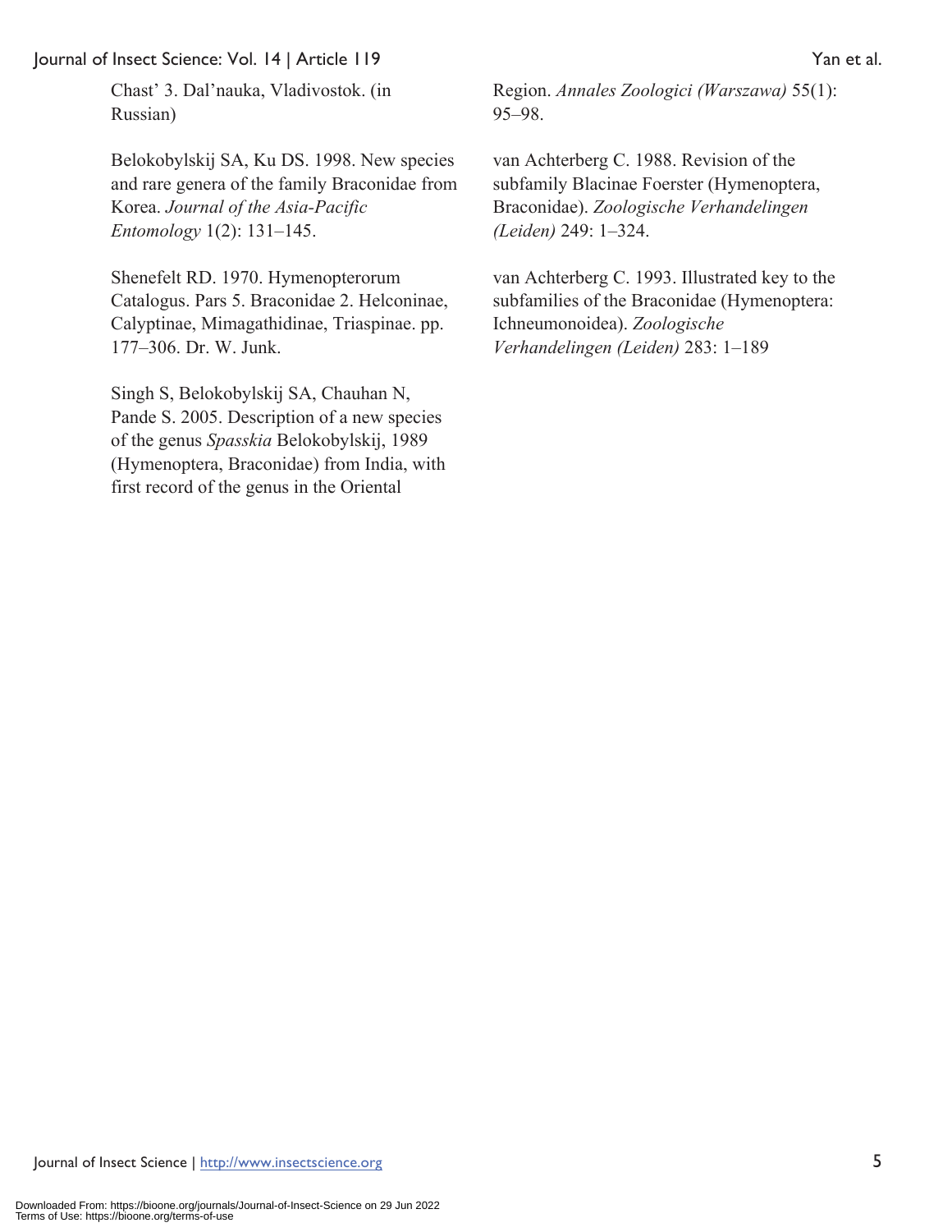Chast' 3. Dal'nauka, Vladivostok. (in Russian)

Belokobylskij SA, Ku DS. 1998. New species and rare genera of the family Braconidae from Korea. *Journal of the Asia-Pacific Entomology* 1(2): 131–145.

Shenefelt RD. 1970. Hymenopterorum Catalogus. Pars 5. Braconidae 2. Helconinae, Calyptinae, Mimagathidinae, Triaspinae. pp. 177–306. Dr. W. Junk.

Singh S, Belokobylskij SA, Chauhan N, Pande S. 2005. Description of a new species of the genus *Spasskia* Belokobylskij, 1989 (Hymenoptera, Braconidae) from India, with first record of the genus in the Oriental Region. *Annales Zoologici (Warszawa)* 55(1): 95–98.

van Achterberg C. 1988. Revision of the subfamily Blacinae Foerster (Hymenoptera, Braconidae). *Zoologische Verhandelingen (Leiden)* 249: 1–324.

van Achterberg C. 1993. Illustrated key to the subfamilies of the Braconidae (Hymenoptera: Ichneumonoidea). *Zoologische Verhandelingen (Leiden)* 283: 1–189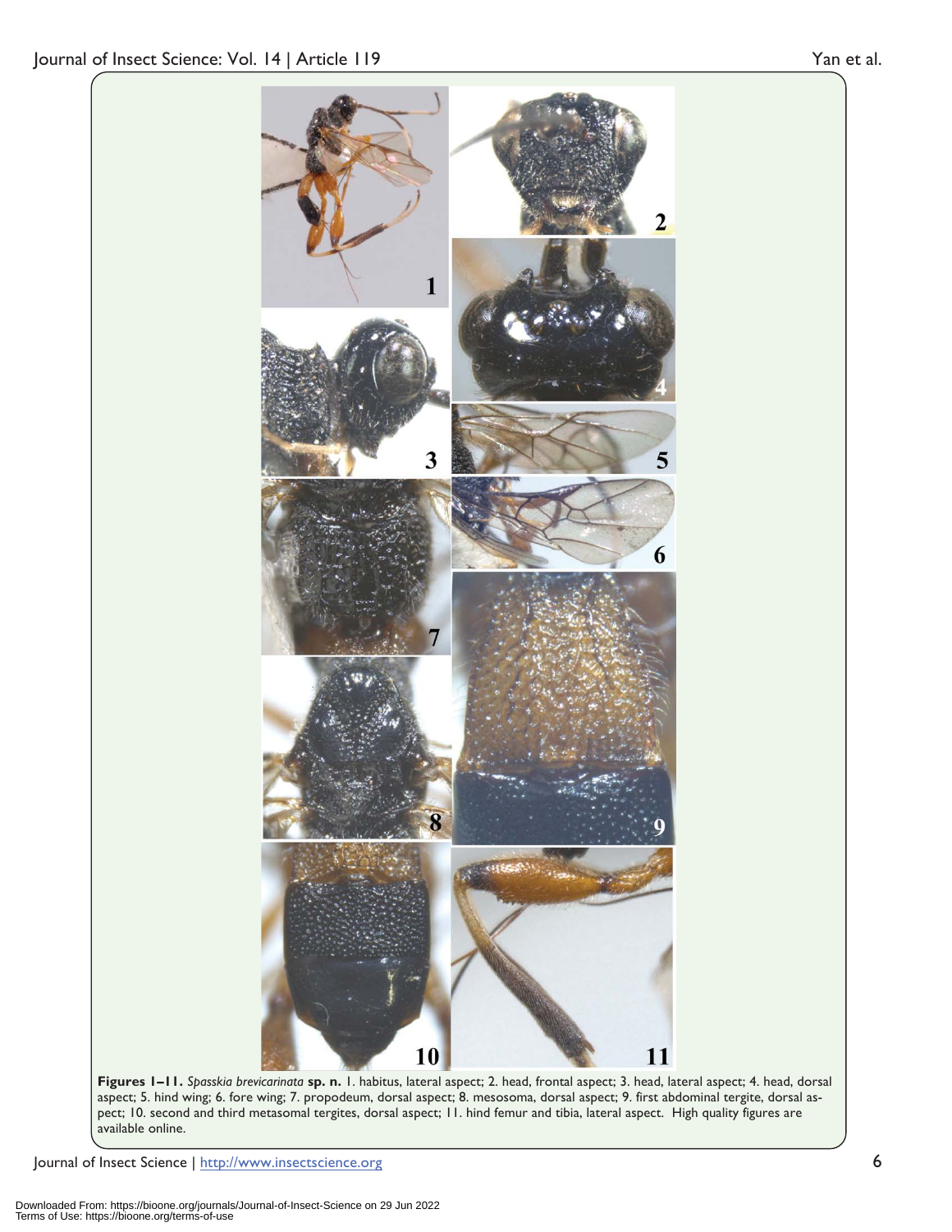**Figures 1–11.** *Spasskia brevicarinata* **sp. n.** 1. habitus, lateral aspect; 2. head, frontal aspect; 3. head, lateral aspect; 4. head, dorsal aspect; 5. hind wing; 6. fore wing; 7. propodeum, dorsal aspect; 8. mesosoma, dorsal aspect; 9. first abdominal tergite, dorsal aspect; 10. second and third metasomal tergites, dorsal aspect; 11. hind femur and tibia, lateral aspect. High quality figures are available online.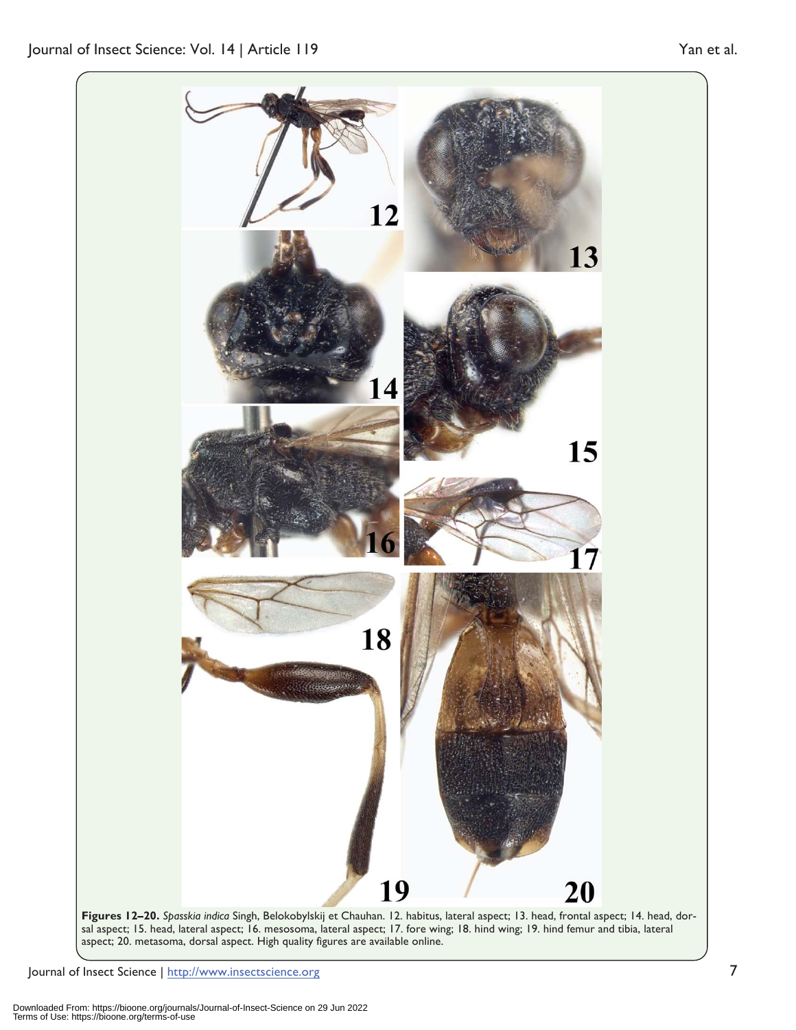**Figures 12–20.** *Spasskia indica* Singh, Belokobylskij et Chauhan. 12. habitus, lateral aspect; 13. head, frontal aspect; 14. head, dorsal aspect; 15. head, lateral aspect; 16. mesosoma, lateral aspect; 17. fore wing; 18. hind wing; 19. hind femur and tibia, lateral aspect; 20. metasoma, dorsal aspect. High quality figures are available online.

Downloaded From: https://bioone.org/journals/Journal-of-Insect-Science on 29 Jun 2022
Terms of Use: https://bioone.org/terms-of-use